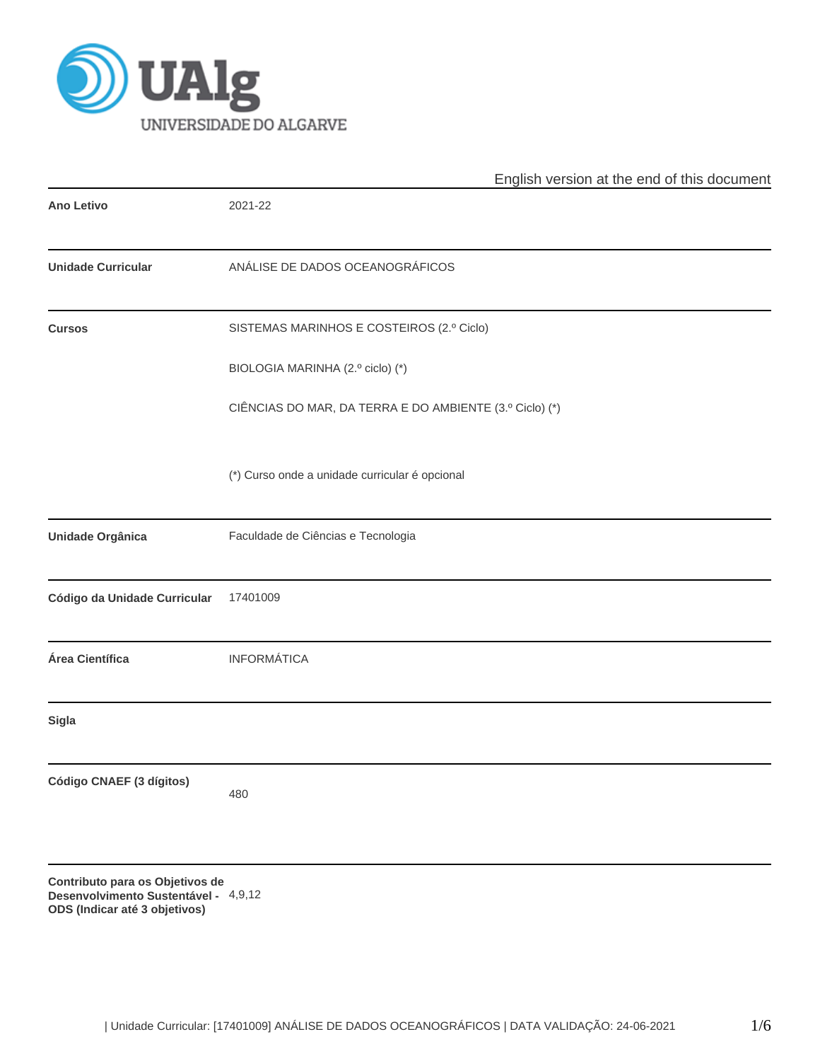UAlg
UNIVERSIDADE DO ALGARVE

English version at the end of this document

| | |
|---|---|
| **Ano Letivo** | 2021-22 |
| **Unidade Curricular** | ANÁLISE DE DADOS OCEANOGRÁFICOS |
| **Cursos** | SISTEMAS MARINHOS E COSTEIROS (2.º Ciclo)<br>BIOLOGIA MARINHA (2.º ciclo) (*)<br>CIÊNCIAS DO MAR, DA TERRA E DO AMBIENTE (3.º Ciclo) (*)<br><br>(*) Curso onde a unidade curricular é opcional |
| **Unidade Orgânica** | Faculdade de Ciências e Tecnologia |
| **Código da Unidade Curricular** | 17401009 |
| **Área Científica** | INFORMÁTICA |
| **Sigla** | |
| **Código CNAEF (3 dígitos)** | 480 |
| **Contributo para os Objetivos de Desenvolvimento Sustentável - ODS (Indicar até 3 objetivos)** | 4,9,12 |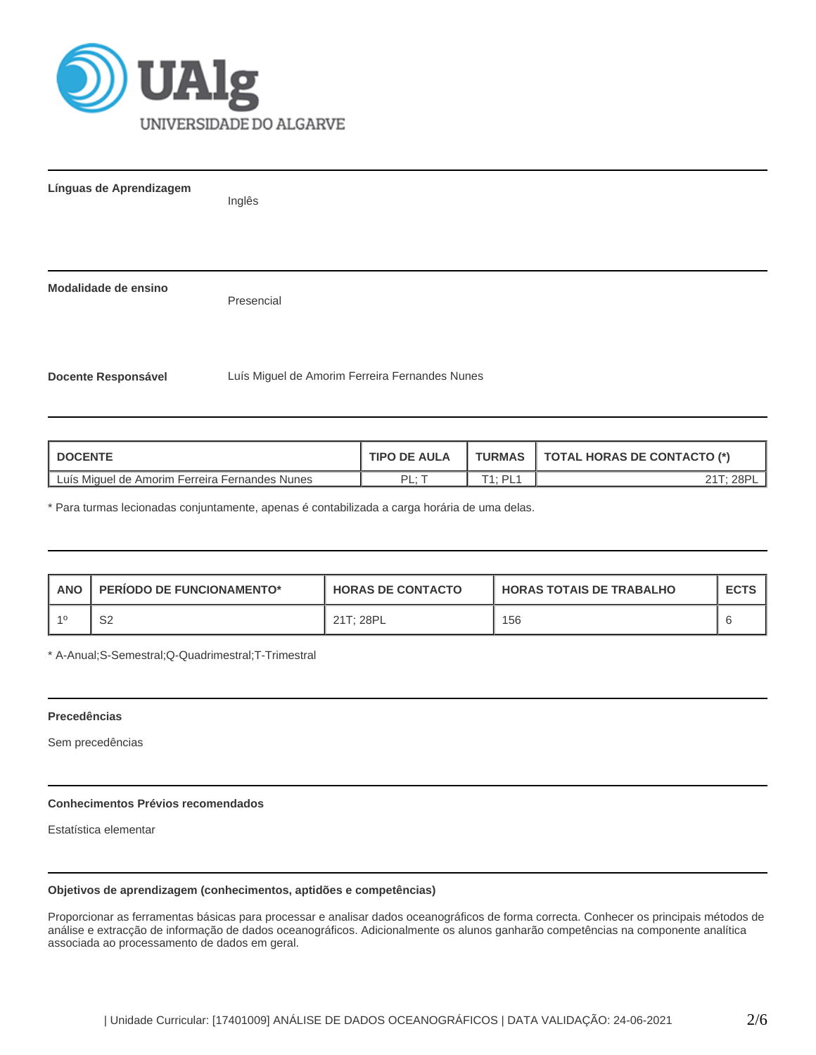**Línguas de Aprendizagem**

Inglês

**Modalidade de ensino**

Presencial

**Docente Responsável**

Luís Miguel de Amorim Ferreira Fernandes Nunes

| DOCENTE | TIPO DE AULA | TURMAS | TOTAL HORAS DE CONTACTO (*) |
|---|---|---|---|
| Luís Miguel de Amorim Ferreira Fernandes Nunes | PL; T | T1; PL1 | 21T; 28PL |

* Para turmas lecionadas conjuntamente, apenas é contabilizada a carga horária de uma delas.

| ANO | PERÍODO DE FUNCIONAMENTO* | HORAS DE CONTACTO | HORAS TOTAIS DE TRABALHO | ECTS |
|---|---|---|---|---|
| 1º | S2 | 21T; 28PL | 156 | 6 |

* A-Anual;S-Semestral;Q-Quadrimestral;T-Trimestral

**Precedências**

Sem precedências

**Conhecimentos Prévios recomendados**

Estatística elementar

**Objetivos de aprendizagem (conhecimentos, aptidões e competências)**

Proporcionar as ferramentas básicas para processar e analisar dados oceanográficos de forma correcta. Conhecer os principais métodos de análise e extracção de informação de dados oceanográficos. Adicionalmente os alunos ganharão competências na componente analítica associada ao processamento de dados em geral.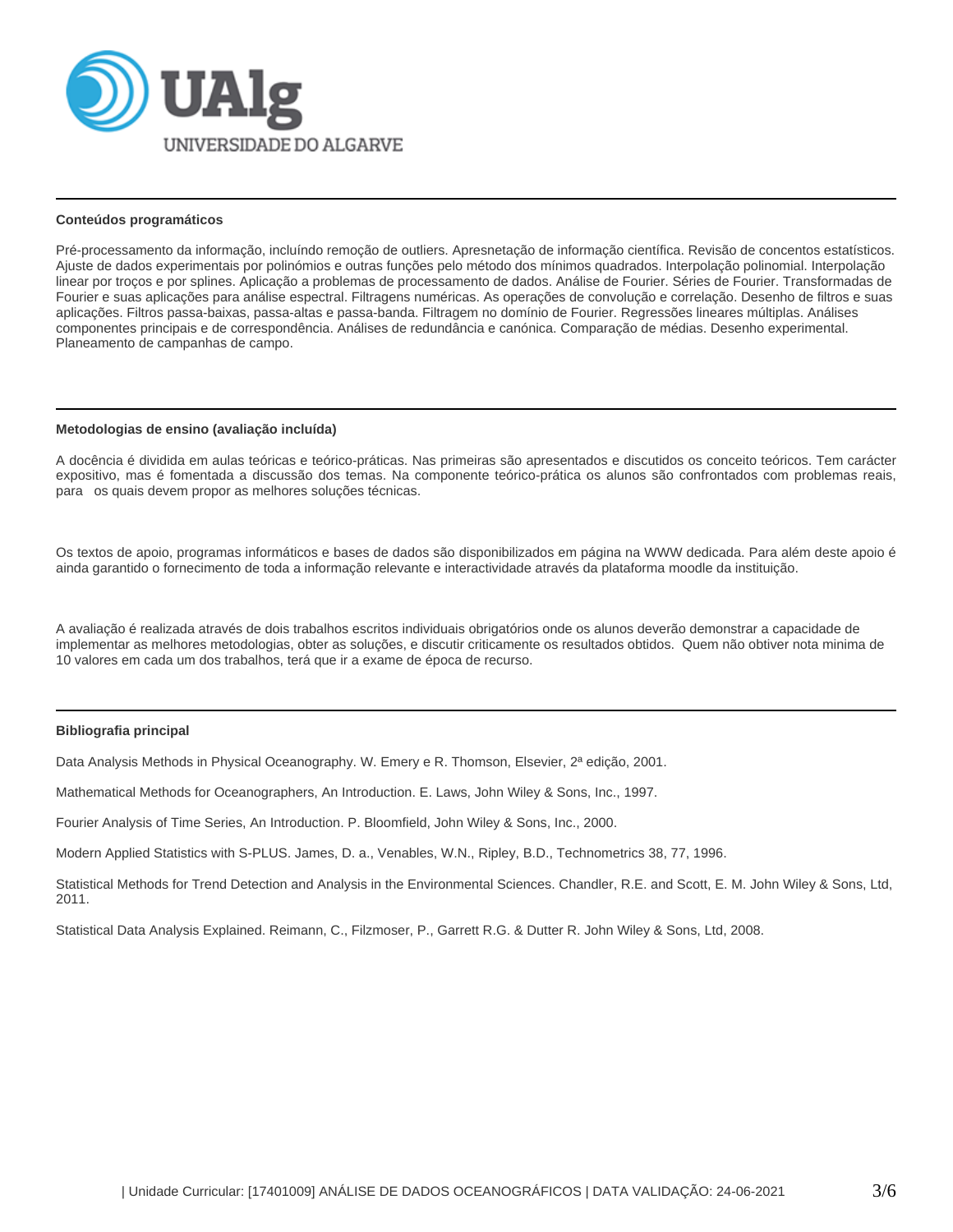### Conteúdos programáticos

Pré-processamento da informação, incluíndo remoção de outliers. Apresnetação de informação científica. Revisão de concentos estatísticos. Ajuste de dados experimentais por polinómios e outras funções pelo método dos mínimos quadrados. Interpolação polinomial. Interpolação linear por troços e por splines. Aplicação a problemas de processamento de dados. Análise de Fourier. Séries de Fourier. Transformadas de Fourier e suas aplicações para análise espectral. Filtragens numéricas. As operações de convolução e correlação. Desenho de filtros e suas aplicações. Filtros passa-baixas, passa-altas e passa-banda. Filtragem no domínio de Fourier. Regressões lineares múltiplas. Análises componentes principais e de correspondência. Análises de redundância e canónica. Comparação de médias. Desenho experimental. Planeamento de campanhas de campo.

### Metodologias de ensino (avaliação incluída)

A docência é dividida em aulas teóricas e teórico-práticas. Nas primeiras são apresentados e discutidos os conceito teóricos. Tem carácter expositivo, mas é fomentada a discussão dos temas. Na componente teórico-prática os alunos são confrontados com problemas reais, para os quais devem propor as melhores soluções técnicas.

Os textos de apoio, programas informáticos e bases de dados são disponibilizados em página na WWW dedicada. Para além deste apoio é ainda garantido o fornecimento de toda a informação relevante e interactividade através da plataforma moodle da instituição.

A avaliação é realizada através de dois trabalhos escritos individuais obrigatórios onde os alunos deverão demonstrar a capacidade de implementar as melhores metodologias, obter as soluções, e discutir criticamente os resultados obtidos. Quem não obtiver nota minima de 10 valores em cada um dos trabalhos, terá que ir a exame de época de recurso.

### Bibliografia principal

Data Analysis Methods in Physical Oceanography. W. Emery e R. Thomson, Elsevier, 2ª edição, 2001.

Mathematical Methods for Oceanographers, An Introduction. E. Laws, John Wiley & Sons, Inc., 1997.

Fourier Analysis of Time Series, An Introduction. P. Bloomfield, John Wiley & Sons, Inc., 2000.

Modern Applied Statistics with S-PLUS. James, D. a., Venables, W.N., Ripley, B.D., Technometrics 38, 77, 1996.

Statistical Methods for Trend Detection and Analysis in the Environmental Sciences. Chandler, R.E. and Scott, E. M. John Wiley & Sons, Ltd, 2011.

Statistical Data Analysis Explained. Reimann, C., Filzmoser, P., Garrett R.G. & Dutter R. John Wiley & Sons, Ltd, 2008.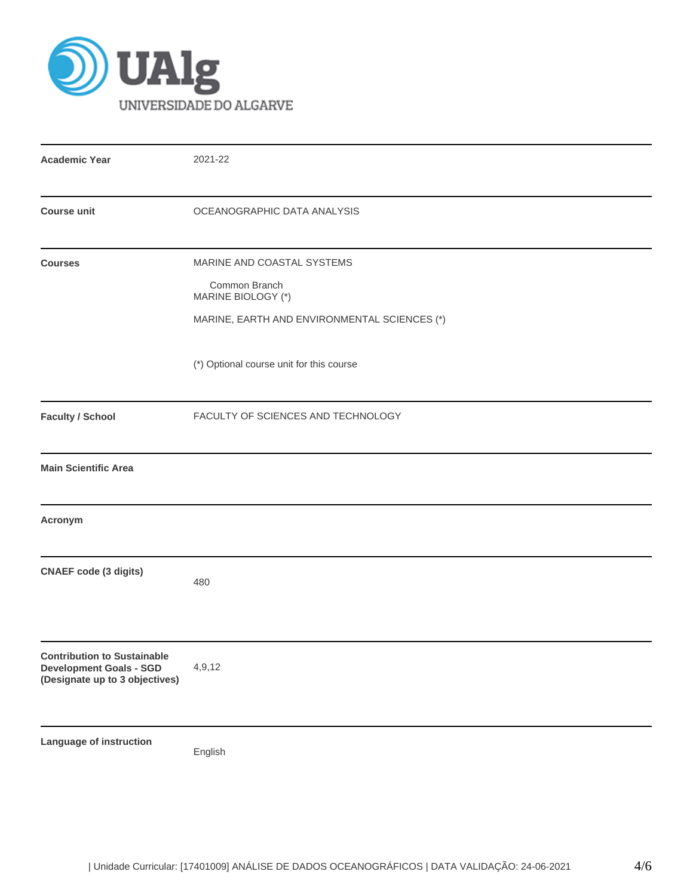| | |
|---|---|
| **Academic Year** | 2021-22 |
| **Course unit** | OCEANOGRAPHIC DATA ANALYSIS |
| **Courses** | MARINE AND COASTAL SYSTEMS<br>Common Branch<br>MARINE BIOLOGY (*)<br><br>MARINE, EARTH AND ENVIRONMENTAL SCIENCES (*)<br><br>(*) Optional course unit for this course |
| **Faculty / School** | FACULTY OF SCIENCES AND TECHNOLOGY |
| **Main Scientific Area** | |
| **Acronym** | |
| **CNAEF code (3 digits)** | 480 |
| **Contribution to Sustainable Development Goals - SGD (Designate up to 3 objectives)** | 4,9,12 |
| **Language of instruction** | English |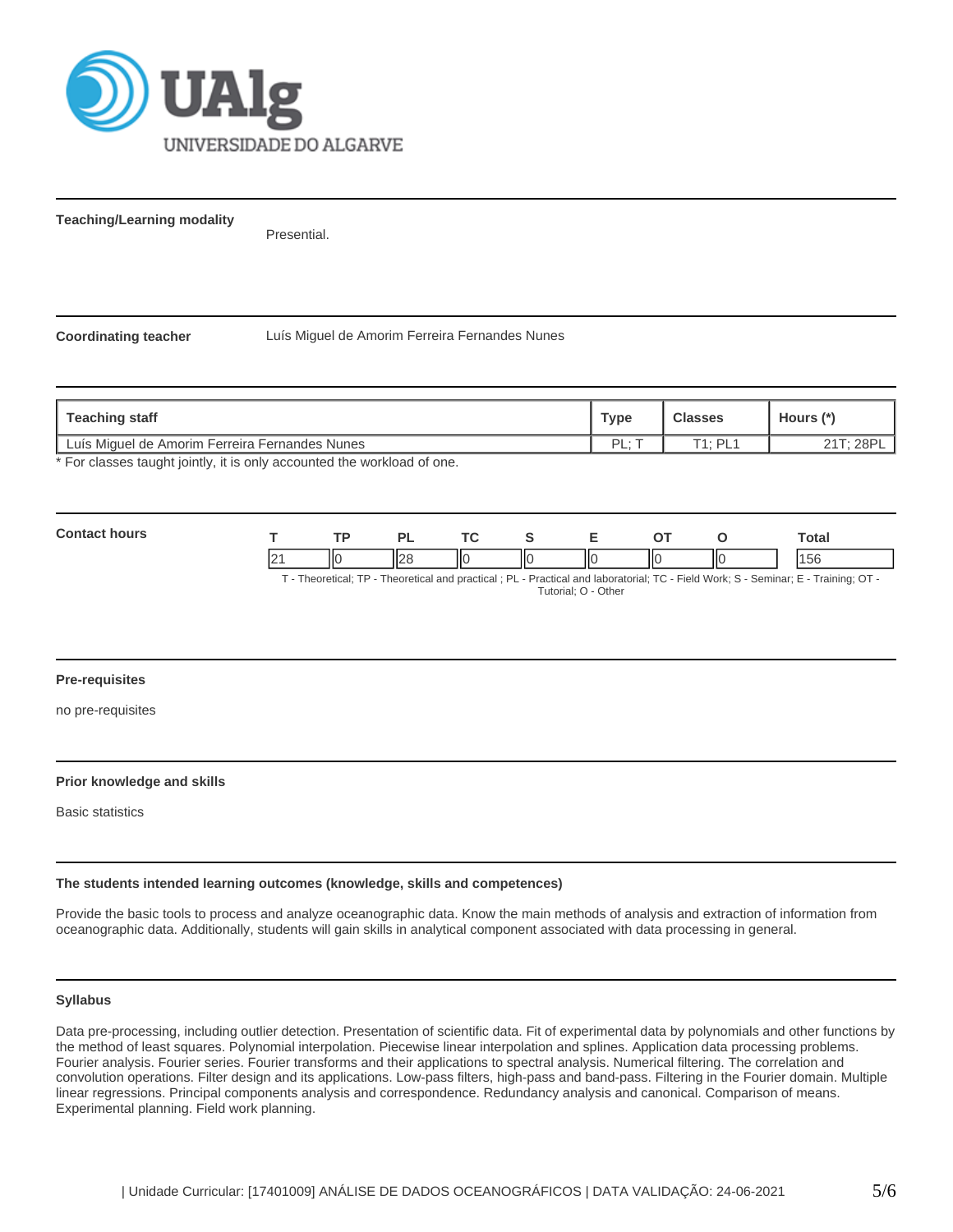**Teaching/Learning modality**

Presential.

**Coordinating teacher**

Luís Miguel de Amorim Ferreira Fernandes Nunes

| Teaching staff | Type | Classes | Hours (*) |
|---|---|---|---|
| Luís Miguel de Amorim Ferreira Fernandes Nunes | PL; T | T1; PL1 | 21T; 28PL |

\* For classes taught jointly, it is only accounted the workload of one.

**Contact hours**

| T | TP | PL | TC | S | E | OT | O | Total |
|---|---|---|---|---|---|---|---|---|
| 21 | 0 | 28 | 0 | 0 | 0 | 0 | 0 | 156 |

T - Theoretical; TP - Theoretical and practical ; PL - Practical and laboratorial; TC - Field Work; S - Seminar; E - Training; OT - Tutorial; O - Other

**Pre-requisites**

no pre-requisites

**Prior knowledge and skills**

Basic statistics

**The students intended learning outcomes (knowledge, skills and competences)**

Provide the basic tools to process and analyze oceanographic data. Know the main methods of analysis and extraction of information from oceanographic data. Additionally, students will gain skills in analytical component associated with data processing in general.

**Syllabus**

Data pre-processing, including outlier detection. Presentation of scientific data. Fit of experimental data by polynomials and other functions by the method of least squares. Polynomial interpolation. Piecewise linear interpolation and splines. Application data processing problems. Fourier analysis. Fourier series. Fourier transforms and their applications to spectral analysis. Numerical filtering. The correlation and convolution operations. Filter design and its applications. Low-pass filters, high-pass and band-pass. Filtering in the Fourier domain. Multiple linear regressions. Principal components analysis and correspondence. Redundancy analysis and canonical. Comparison of means. Experimental planning. Field work planning.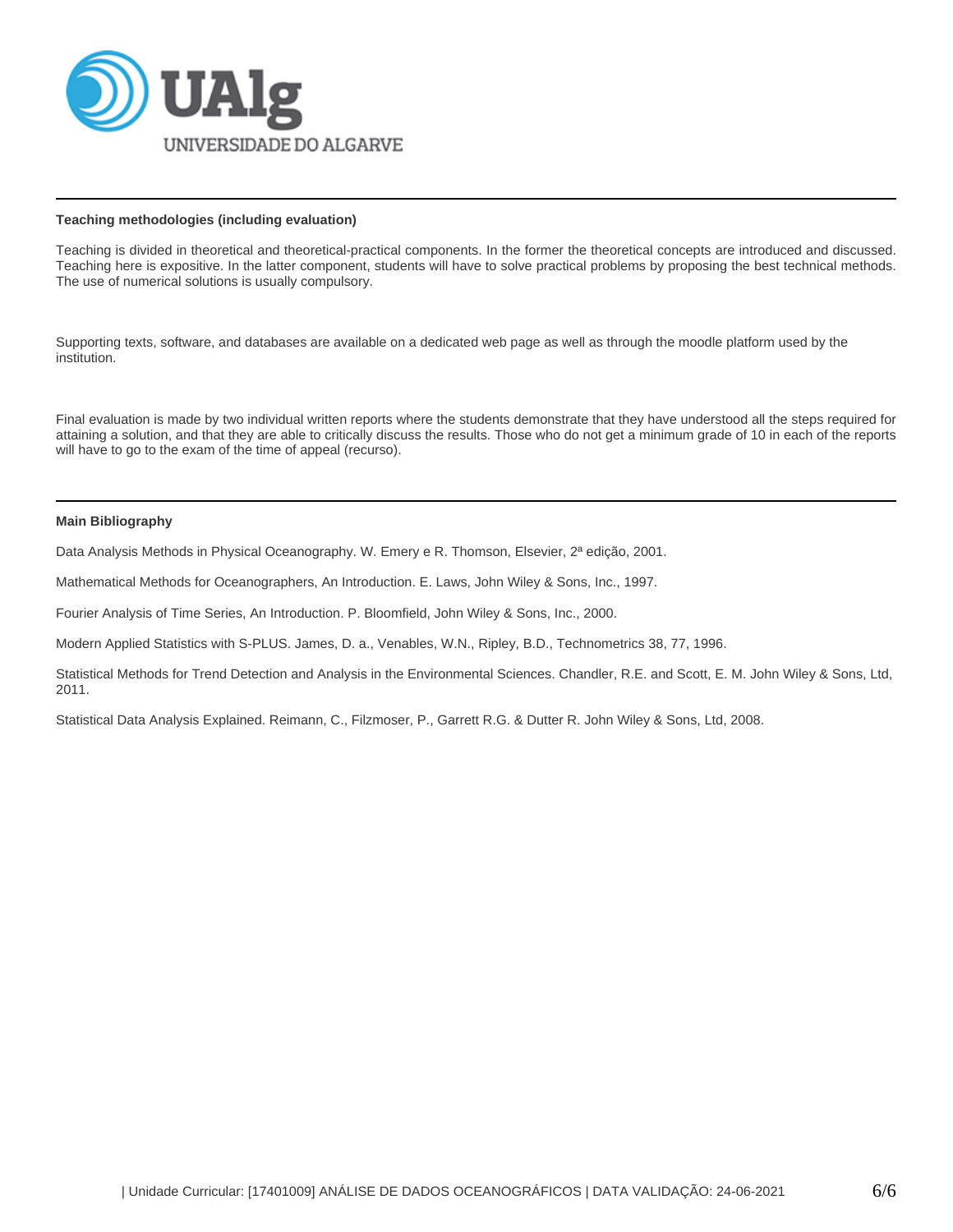**Teaching methodologies (including evaluation)**

Teaching is divided in theoretical and theoretical-practical components. In the former the theoretical concepts are introduced and discussed. Teaching here is expositive. In the latter component, students will have to solve practical problems by proposing the best technical methods. The use of numerical solutions is usually compulsory.

Supporting texts, software, and databases are available on a dedicated web page as well as through the moodle platform used by the institution.

Final evaluation is made by two individual written reports where the students demonstrate that they have understood all the steps required for attaining a solution, and that they are able to critically discuss the results. Those who do not get a minimum grade of 10 in each of the reports will have to go to the exam of the time of appeal (recurso).

**Main Bibliography**

Data Analysis Methods in Physical Oceanography. W. Emery e R. Thomson, Elsevier, 2ª edição, 2001.

Mathematical Methods for Oceanographers, An Introduction. E. Laws, John Wiley & Sons, Inc., 1997.

Fourier Analysis of Time Series, An Introduction. P. Bloomfield, John Wiley & Sons, Inc., 2000.

Modern Applied Statistics with S-PLUS. James, D. a., Venables, W.N., Ripley, B.D., Technometrics 38, 77, 1996.

Statistical Methods for Trend Detection and Analysis in the Environmental Sciences. Chandler, R.E. and Scott, E. M. John Wiley & Sons, Ltd, 2011.

Statistical Data Analysis Explained. Reimann, C., Filzmoser, P., Garrett R.G. & Dutter R. John Wiley & Sons, Ltd, 2008.